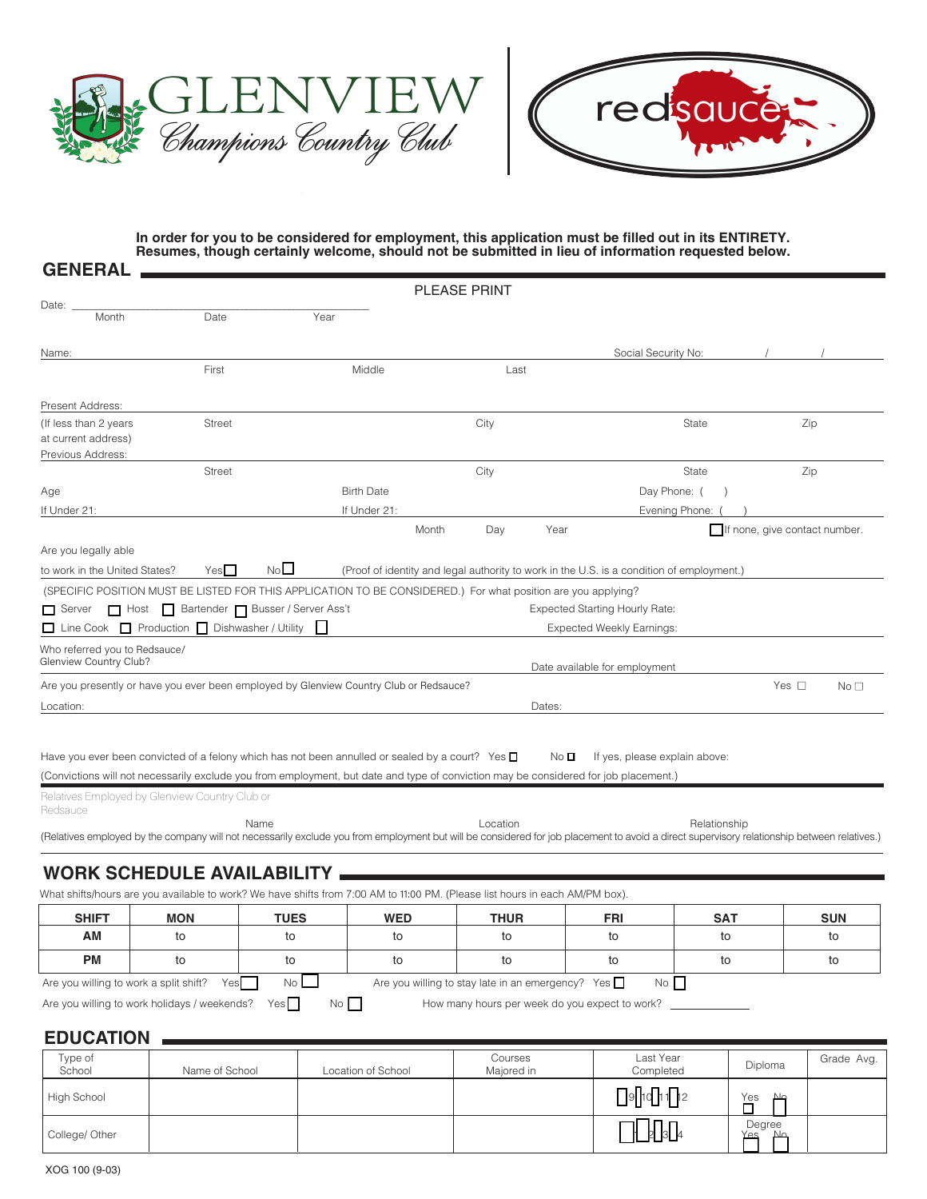GLENVIEW Champions Country Club | redsauce

**In order for you to be considered for employment, this application must be filled out in its ENTIRETY. Resumes, though certainly welcome, should not be submitted in lieu of information requested below.**

## GENERAL

PLEASE PRINT

Date: ______________________ Month Date Year

Name: ______________________ First Middle Last    Social Security No: ____ / ____ / ____

Present Address: ______________________

(If less than 2 years at current address) Street City State Zip

Previous Address: ______________________

Street City State Zip

Age If Under 21: ______    Birth Date If Under 21: ______ Month Day Year    Day Phone: ( )    Evening Phone: ( )    ☐ If none, give contact number.

Are you legally able to work in the United States? Yes ☐ No ☐ (Proof of identity and legal authority to work in the U.S. is a condition of employment.)

(SPECIFIC POSITION MUST BE LISTED FOR THIS APPLICATION TO BE CONSIDERED.) For what position are you applying?

☐ Server ☐ Host ☐ Bartender ☐ Busser / Server Ass't
☐ Line Cook ☐ Production ☐ Dishwasher / Utility ☐

Expected Starting Hourly Rate: ______
Expected Weekly Earnings: ______

Who referred you to Redsauce/ Glenview Country Club? ______    Date available for employment ______

Are you presently or have you ever been employed by Glenview Country Club or Redsauce? Yes ☐ No ☐

Location: ______    Dates: ______

Have you ever been convicted of a felony which has not been annulled or sealed by a court? Yes ☐ No ☐ If yes, please explain above:

(Convictions will not necessarily exclude you from employment, but date and type of conviction may be considered for job placement.)

Relatives Employed by Glenview Country Club or Redsauce

Name ______ Location ______ Relationship ______

(Relatives employed by the company will not necessarily exclude you from employment but will be considered for job placement to avoid a direct supervisory relationship between relatives.)

## WORK SCHEDULE AVAILABILITY

What shifts/hours are you available to work? We have shifts from 7:00 AM to 11:00 PM. (Please list hours in each AM/PM box).

| SHIFT | MON | TUES | WED | THUR | FRI | SAT | SUN |
|---|---|---|---|---|---|---|---|
| AM | to | to | to | to | to | to | to |
| PM | to | to | to | to | to | to | to |

Are you willing to work a split shift? Yes ☐ No ☐    Are you willing to stay late in an emergency? Yes ☐ No ☐

Are you willing to work holidays / weekends? Yes ☐ No ☐    How many hours per week do you expect to work? ______

## EDUCATION

| Type of School | Name of School | Location of School | Courses Majored in | Last Year Completed | Diploma | Grade Avg. |
|---|---|---|---|---|---|---|
| High School | | | | ☐9 ☐10 ☐11 ☐12 | Yes ☐ No ☐ | |
| College/ Other | | | | ☐1 ☐2 ☐3 ☐4 | Degree Yes ☐ No ☐ | |

XOG 100 (9-03)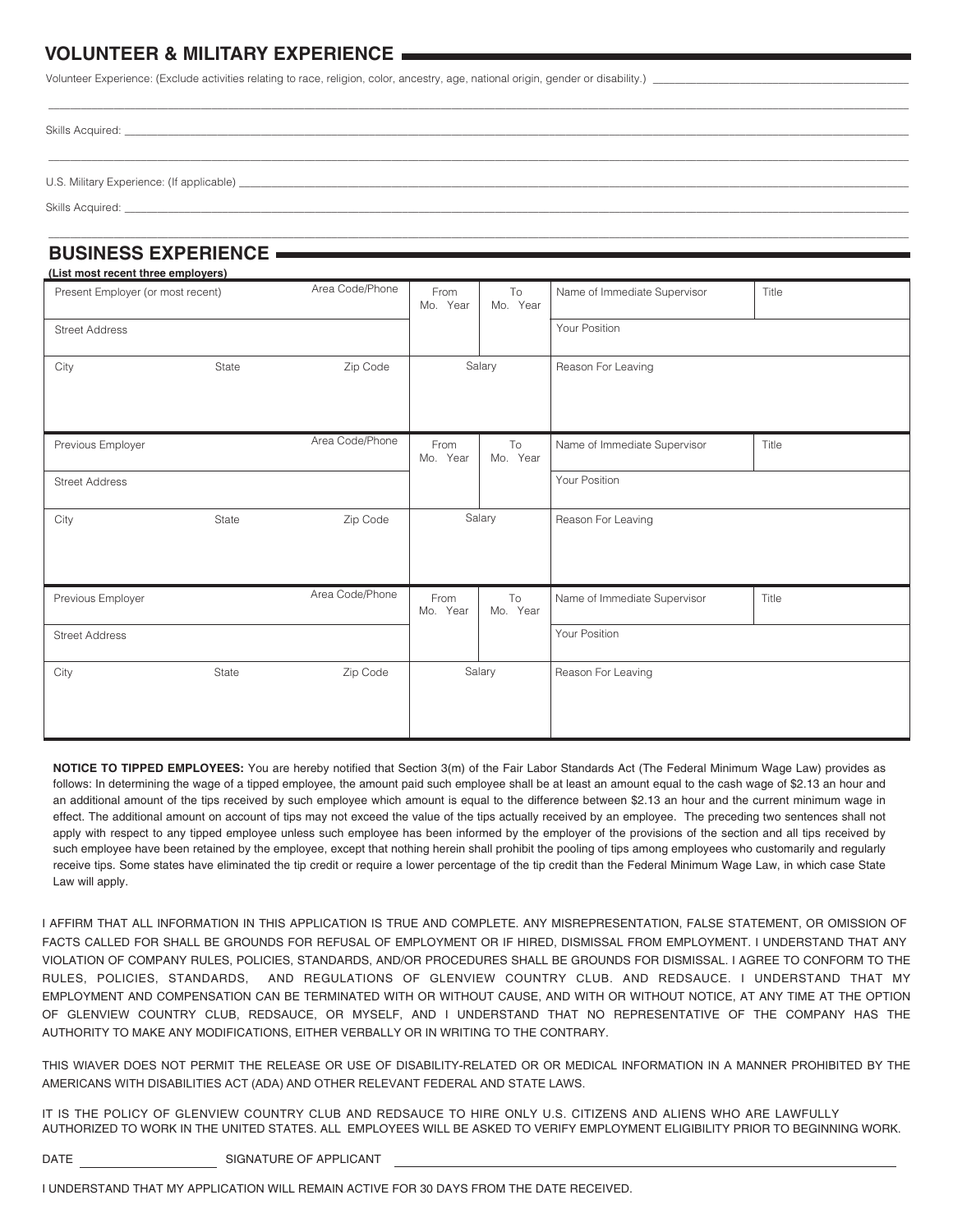## VOLUNTEER & MILITARY EXPERIENCE

Volunteer Experience: (Exclude activities relating to race, religion, color, ancestry, age, national origin, gender or disability.) ______________________________

______________________________

Skills Acquired: ______________________________

______________________________

U.S. Military Experience: (If applicable) ______________________________

Skills Acquired: ______________________________

______________________________

## BUSINESS EXPERIENCE

**(List most recent three employers)**

| | | | | | | | |
|---|---|---|---|---|---|---|---|
| Present Employer (or most recent) | | Area Code/Phone | From Mo. Year | To Mo. Year | Name of Immediate Supervisor | | Title |
| Street Address | | | | | Your Position | | |
| City | State | Zip Code | Salary | | Reason For Leaving | | |
| Previous Employer | | Area Code/Phone | From Mo. Year | To Mo. Year | Name of Immediate Supervisor | | Title |
| Street Address | | | | | Your Position | | |
| City | State | Zip Code | Salary | | Reason For Leaving | | |
| Previous Employer | | Area Code/Phone | From Mo. Year | To Mo. Year | Name of Immediate Supervisor | | Title |
| Street Address | | | | | Your Position | | |
| City | State | Zip Code | Salary | | Reason For Leaving | | |

**NOTICE TO TIPPED EMPLOYEES:** You are hereby notified that Section 3(m) of the Fair Labor Standards Act (The Federal Minimum Wage Law) provides as follows: In determining the wage of a tipped employee, the amount paid such employee shall be at least an amount equal to the cash wage of $2.13 an hour and an additional amount of the tips received by such employee which amount is equal to the difference between $2.13 an hour and the current minimum wage in effect. The additional amount on account of tips may not exceed the value of the tips actually received by an employee. The preceding two sentences shall not apply with respect to any tipped employee unless such employee has been informed by the employer of the provisions of the section and all tips received by such employee have been retained by the employee, except that nothing herein shall prohibit the pooling of tips among employees who customarily and regularly receive tips. Some states have eliminated the tip credit or require a lower percentage of the tip credit than the Federal Minimum Wage Law, in which case State Law will apply.

I AFFIRM THAT ALL INFORMATION IN THIS APPLICATION IS TRUE AND COMPLETE. ANY MISREPRESENTATION, FALSE STATEMENT, OR OMISSION OF FACTS CALLED FOR SHALL BE GROUNDS FOR REFUSAL OF EMPLOYMENT OR IF HIRED, DISMISSAL FROM EMPLOYMENT. I UNDERSTAND THAT ANY VIOLATION OF COMPANY RULES, POLICIES, STANDARDS, AND/OR PROCEDURES SHALL BE GROUNDS FOR DISMISSAL. I AGREE TO CONFORM TO THE RULES, POLICIES, STANDARDS, AND REGULATIONS OF GLENVIEW COUNTRY CLUB. AND REDSAUCE. I UNDERSTAND THAT MY EMPLOYMENT AND COMPENSATION CAN BE TERMINATED WITH OR WITHOUT CAUSE, AND WITH OR WITHOUT NOTICE, AT ANY TIME AT THE OPTION OF GLENVIEW COUNTRY CLUB, REDSAUCE, OR MYSELF, AND I UNDERSTAND THAT NO REPRESENTATIVE OF THE COMPANY HAS THE AUTHORITY TO MAKE ANY MODIFICATIONS, EITHER VERBALLY OR IN WRITING TO THE CONTRARY.

THIS WIAVER DOES NOT PERMIT THE RELEASE OR USE OF DISABILITY-RELATED OR OR MEDICAL INFORMATION IN A MANNER PROHIBITED BY THE AMERICANS WITH DISABILITIES ACT (ADA) AND OTHER RELEVANT FEDERAL AND STATE LAWS.

IT IS THE POLICY OF GLENVIEW COUNTRY CLUB AND REDSAUCE TO HIRE ONLY U.S. CITIZENS AND ALIENS WHO ARE LAWFULLY AUTHORIZED TO WORK IN THE UNITED STATES. ALL EMPLOYEES WILL BE ASKED TO VERIFY EMPLOYMENT ELIGIBILITY PRIOR TO BEGINNING WORK.

DATE ____________________ SIGNATURE OF APPLICANT ______________________________

I UNDERSTAND THAT MY APPLICATION WILL REMAIN ACTIVE FOR 30 DAYS FROM THE DATE RECEIVED.